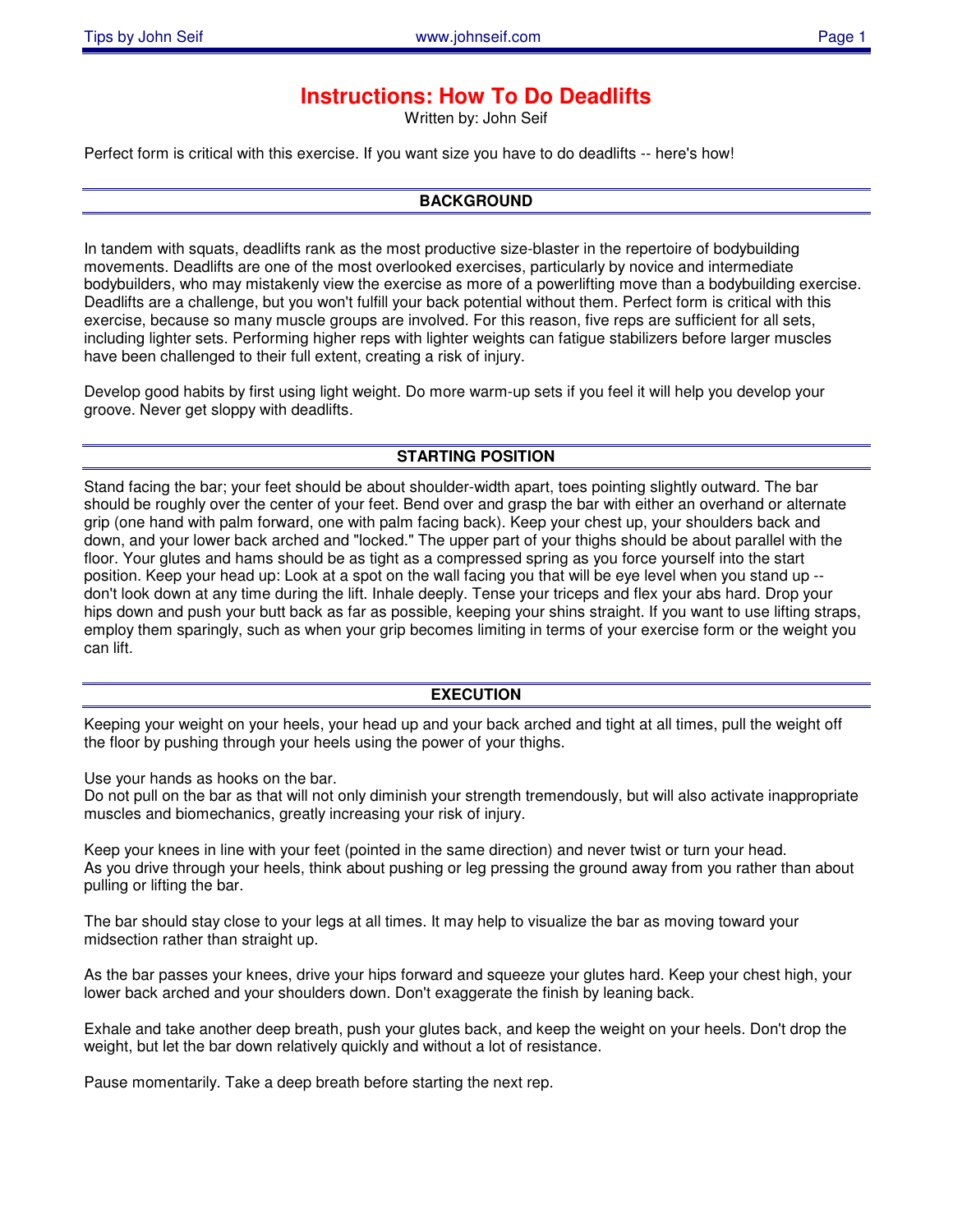# Instructions: How To Do Deadlifts

Written by: John Seif

Perfect form is critical with this exercise. If you want size you have to do deadlifts -- here's how!

## BACKGROUND

In tandem with squats, deadlifts rank as the most productive size-blaster in the repertoire of bodybuilding movements. Deadlifts are one of the most overlooked exercises, particularly by novice and intermediate bodybuilders, who may mistakenly view the exercise as more of a powerlifting move than a bodybuilding exercise. Deadlifts are a challenge, but you won't fulfill your back potential without them. Perfect form is critical with this exercise, because so many muscle groups are involved. For this reason, five reps are sufficient for all sets, including lighter sets. Performing higher reps with lighter weights can fatigue stabilizers before larger muscles have been challenged to their full extent, creating a risk of injury.

Develop good habits by first using light weight. Do more warm-up sets if you feel it will help you develop your groove. Never get sloppy with deadlifts.

## STARTING POSITION

Stand facing the bar; your feet should be about shoulder-width apart, toes pointing slightly outward. The bar should be roughly over the center of your feet. Bend over and grasp the bar with either an overhand or alternate grip (one hand with palm forward, one with palm facing back). Keep your chest up, your shoulders back and down, and your lower back arched and "locked." The upper part of your thighs should be about parallel with the floor. Your glutes and hams should be as tight as a compressed spring as you force yourself into the start position. Keep your head up: Look at a spot on the wall facing you that will be eye level when you stand up -- don't look down at any time during the lift. Inhale deeply. Tense your triceps and flex your abs hard. Drop your hips down and push your butt back as far as possible, keeping your shins straight. If you want to use lifting straps, employ them sparingly, such as when your grip becomes limiting in terms of your exercise form or the weight you can lift.

## EXECUTION

Keeping your weight on your heels, your head up and your back arched and tight at all times, pull the weight off the floor by pushing through your heels using the power of your thighs.

Use your hands as hooks on the bar.
Do not pull on the bar as that will not only diminish your strength tremendously, but will also activate inappropriate muscles and biomechanics, greatly increasing your risk of injury.

Keep your knees in line with your feet (pointed in the same direction) and never twist or turn your head.
As you drive through your heels, think about pushing or leg pressing the ground away from you rather than about pulling or lifting the bar.

The bar should stay close to your legs at all times. It may help to visualize the bar as moving toward your midsection rather than straight up.

As the bar passes your knees, drive your hips forward and squeeze your glutes hard. Keep your chest high, your lower back arched and your shoulders down. Don't exaggerate the finish by leaning back.

Exhale and take another deep breath, push your glutes back, and keep the weight on your heels. Don't drop the weight, but let the bar down relatively quickly and without a lot of resistance.

Pause momentarily. Take a deep breath before starting the next rep.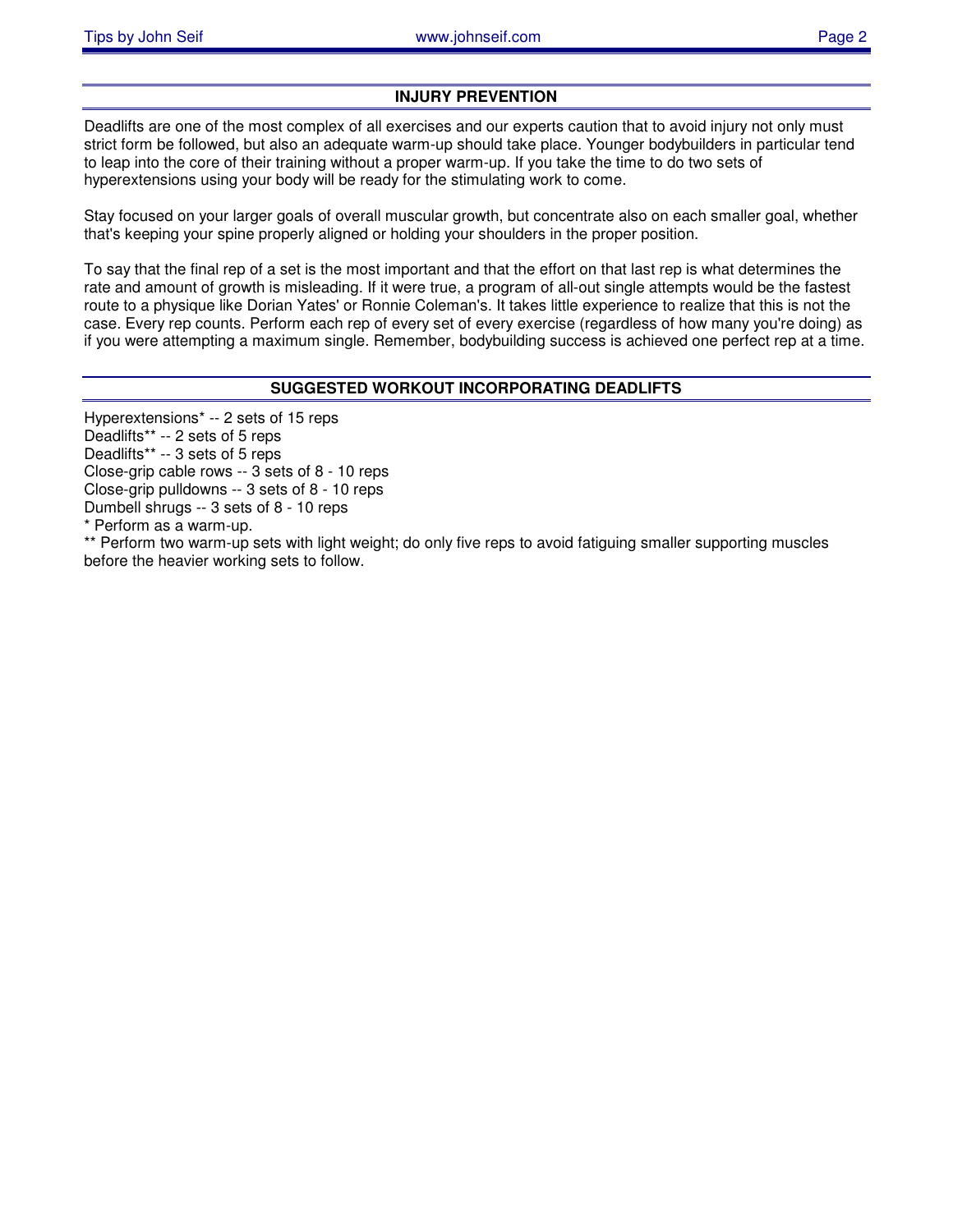## INJURY PREVENTION

Deadlifts are one of the most complex of all exercises and our experts caution that to avoid injury not only must strict form be followed, but also an adequate warm-up should take place. Younger bodybuilders in particular tend to leap into the core of their training without a proper warm-up. If you take the time to do two sets of hyperextensions using your body will be ready for the stimulating work to come.

Stay focused on your larger goals of overall muscular growth, but concentrate also on each smaller goal, whether that's keeping your spine properly aligned or holding your shoulders in the proper position.

To say that the final rep of a set is the most important and that the effort on that last rep is what determines the rate and amount of growth is misleading. If it were true, a program of all-out single attempts would be the fastest route to a physique like Dorian Yates' or Ronnie Coleman's. It takes little experience to realize that this is not the case. Every rep counts. Perform each rep of every set of every exercise (regardless of how many you're doing) as if you were attempting a maximum single. Remember, bodybuilding success is achieved one perfect rep at a time.

## SUGGESTED WORKOUT INCORPORATING DEADLIFTS

Hyperextensions* -- 2 sets of 15 reps
Deadlifts** -- 2 sets of 5 reps
Deadlifts** -- 3 sets of 5 reps
Close-grip cable rows -- 3 sets of 8 - 10 reps
Close-grip pulldowns -- 3 sets of 8 - 10 reps
Dumbell shrugs -- 3 sets of 8 - 10 reps
* Perform as a warm-up.
** Perform two warm-up sets with light weight; do only five reps to avoid fatiguing smaller supporting muscles before the heavier working sets to follow.